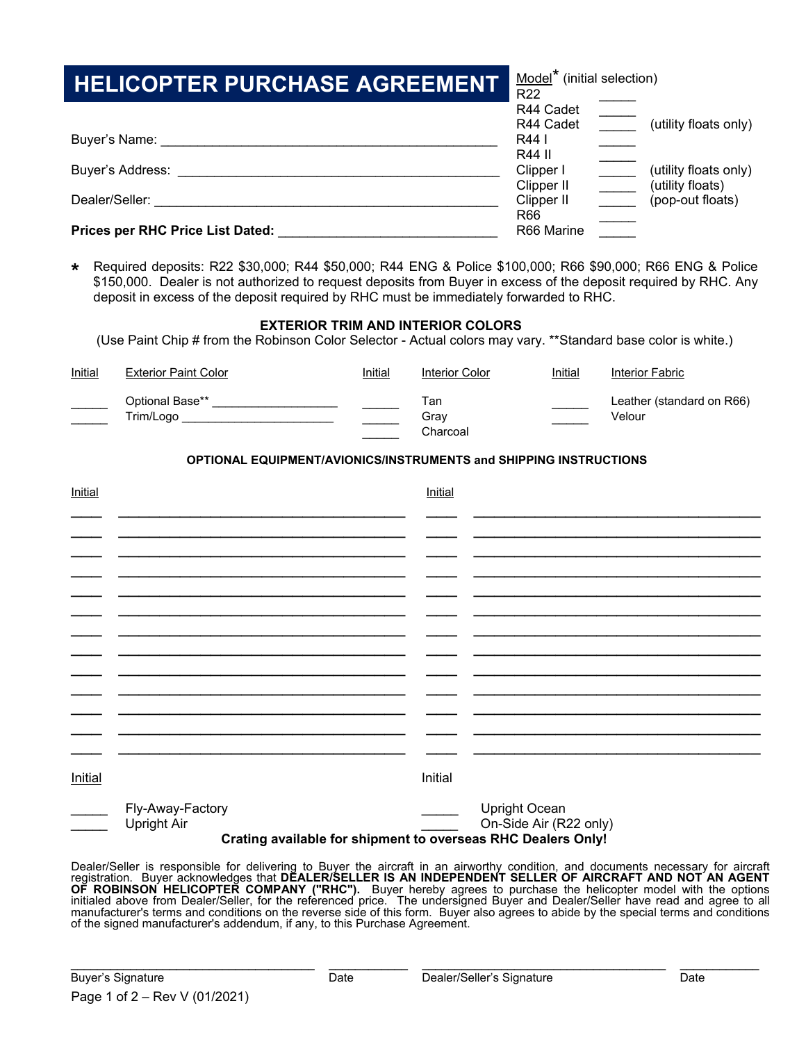# HELICOPTER PURCHASE AGREEMENT

Buyer's Name: ____________________________________________

Buyer's Address: __________________________________________

Dealer/Seller: ____________________________________________

**Prices per RHC Price List Dated:** ____________________________

Model* (initial selection)

| Model | Initial | |
|---|---|---|
| R22 | _____ | |
| R44 Cadet | _____ | |
| R44 Cadet | _____ | (utility floats only) |
| R44 I | _____ | |
| R44 II | _____ | |
| Clipper I | _____ | (utility floats only) |
| Clipper II | _____ | (utility floats) |
| Clipper II | _____ | (pop-out floats) |
| R66 | _____ | |
| R66 Marine | _____ | |

\* Required deposits: R22 $30,000; R44 $50,000; R44 ENG & Police $100,000; R66 $90,000; R66 ENG & Police $150,000. Dealer is not authorized to request deposits from Buyer in excess of the deposit required by RHC. Any deposit in excess of the deposit required by RHC must be immediately forwarded to RHC.

## EXTERIOR TRIM AND INTERIOR COLORS

(Use Paint Chip # from the Robinson Color Selector - Actual colors may vary. **Standard base color is white.)

| Initial | Exterior Paint Color | Initial | Interior Color | Initial | Interior Fabric |
|---|---|---|---|---|---|
| _____ | Optional Base** __________________ | _____ | Tan | _____ | Leather (standard on R66) |
| _____ | Trim/Logo ______________________ | _____ | Gray | _____ | Velour |
| | | _____ | Charcoal | | |

### OPTIONAL EQUIPMENT/AVIONICS/INSTRUMENTS and SHIPPING INSTRUCTIONS

| Initial | | Initial | |
|---|---|---|---|
| ____ | ______________________________________ | ____ | ______________________________________ |
| ____ | ______________________________________ | ____ | ______________________________________ |
| ____ | ______________________________________ | ____ | ______________________________________ |
| ____ | ______________________________________ | ____ | ______________________________________ |
| ____ | ______________________________________ | ____ | ______________________________________ |
| ____ | ______________________________________ | ____ | ______________________________________ |
| ____ | ______________________________________ | ____ | ______________________________________ |
| ____ | ______________________________________ | ____ | ______________________________________ |
| ____ | ______________________________________ | ____ | ______________________________________ |
| ____ | ______________________________________ | ____ | ______________________________________ |
| ____ | ______________________________________ | ____ | ______________________________________ |
| ____ | ______________________________________ | ____ | ______________________________________ |
| ____ | ______________________________________ | ____ | ______________________________________ |

| Initial | | Initial | |
|---|---|---|---|
| _____ | Fly-Away-Factory | _____ | Upright Ocean |
| _____ | Upright Air | _____ | On-Side Air (R22 only) |

**Crating available for shipment to overseas RHC Dealers Only!**

Dealer/Seller is responsible for delivering to Buyer the aircraft in an airworthy condition, and documents necessary for aircraft registration. Buyer acknowledges that **DEALER/SELLER IS AN INDEPENDENT SELLER OF AIRCRAFT AND NOT AN AGENT OF ROBINSON HELICOPTER COMPANY ("RHC").** Buyer hereby agrees to purchase the helicopter model with the options initialed above from Dealer/Seller, for the referenced price. The undersigned Buyer and Dealer/Seller have read and agree to all manufacturer's terms and conditions on the reverse side of this form. Buyer also agrees to abide by the special terms and conditions of the signed manufacturer's addendum, if any, to this Purchase Agreement.

_________________________________ Buyer's Signature    ____________ Date    _________________________________ Dealer/Seller's Signature    ____________ Date

Rev V (01/2021)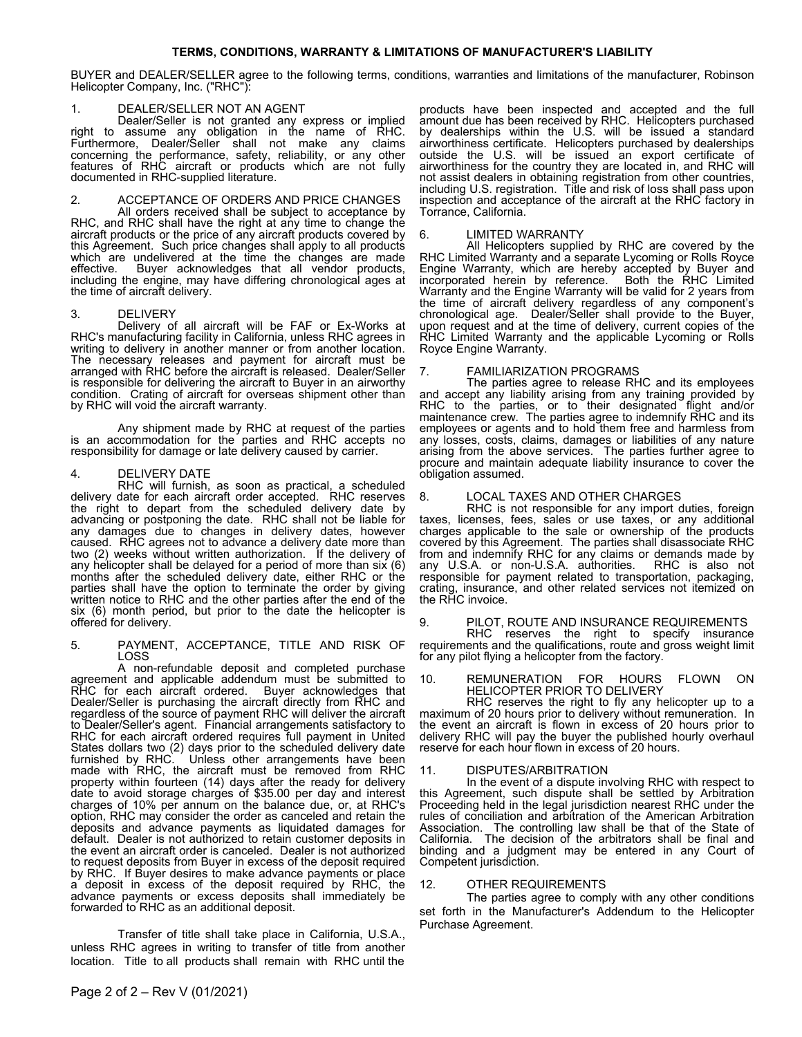# TERMS, CONDITIONS, WARRANTY & LIMITATIONS OF MANUFACTURER'S LIABILITY

BUYER and DEALER/SELLER agree to the following terms, conditions, warranties and limitations of the manufacturer, Robinson Helicopter Company, Inc. ("RHC"):

## 1. DEALER/SELLER NOT AN AGENT

Dealer/Seller is not granted any express or implied right to assume any obligation in the name of RHC. Furthermore, Dealer/Seller shall not make any claims concerning the performance, safety, reliability, or any other features of RHC aircraft or products which are not fully documented in RHC-supplied literature.

## 2. ACCEPTANCE OF ORDERS AND PRICE CHANGES

All orders received shall be subject to acceptance by RHC, and RHC shall have the right at any time to change the aircraft products or the price of any aircraft products covered by this Agreement. Such price changes shall apply to all products which are undelivered at the time the changes are made effective. Buyer acknowledges that all vendor products, including the engine, may have differing chronological ages at the time of aircraft delivery.

## 3. DELIVERY

Delivery of all aircraft will be FAF or Ex-Works at RHC's manufacturing facility in California, unless RHC agrees in writing to delivery in another manner or from another location. The necessary releases and payment for aircraft must be arranged with RHC before the aircraft is released. Dealer/Seller is responsible for delivering the aircraft to Buyer in an airworthy condition. Crating of aircraft for overseas shipment other than by RHC will void the aircraft warranty.

Any shipment made by RHC at request of the parties is an accommodation for the parties and RHC accepts no responsibility for damage or late delivery caused by carrier.

## 4. DELIVERY DATE

RHC will furnish, as soon as practical, a scheduled delivery date for each aircraft order accepted. RHC reserves the right to depart from the scheduled delivery date by advancing or postponing the date. RHC shall not be liable for any damages due to changes in delivery dates, however caused. RHC agrees not to advance a delivery date more than two (2) weeks without written authorization. If the delivery of any helicopter shall be delayed for a period of more than six (6) months after the scheduled delivery date, either RHC or the parties shall have the option to terminate the order by giving written notice to RHC and the other parties after the end of the six (6) month period, but prior to the date the helicopter is offered for delivery.

## 5. PAYMENT, ACCEPTANCE, TITLE AND RISK OF LOSS

A non-refundable deposit and completed purchase agreement and applicable addendum must be submitted to RHC for each aircraft ordered. Buyer acknowledges that Dealer/Seller is purchasing the aircraft directly from RHC and regardless of the source of payment RHC will deliver the aircraft to Dealer/Seller's agent. Financial arrangements satisfactory to RHC for each aircraft ordered requires full payment in United States dollars two (2) days prior to the scheduled delivery date furnished by RHC. Unless other arrangements have been made with RHC, the aircraft must be removed from RHC property within fourteen (14) days after the ready for delivery date to avoid storage charges of $35.00 per day and interest charges of 10% per annum on the balance due, or, at RHC's option, RHC may consider the order as canceled and retain the deposits and advance payments as liquidated damages for default. Dealer is not authorized to retain customer deposits in the event an aircraft order is canceled. Dealer is not authorized to request deposits from Buyer in excess of the deposit required by RHC. If Buyer desires to make advance payments or place a deposit in excess of the deposit required by RHC, the advance payments or excess deposits shall immediately be forwarded to RHC as an additional deposit.

Transfer of title shall take place in California, U.S.A., unless RHC agrees in writing to transfer of title from another location. Title to all products shall remain with RHC until the products have been inspected and accepted and the full amount due has been received by RHC. Helicopters purchased by dealerships within the U.S. will be issued a standard airworthiness certificate. Helicopters purchased by dealerships outside the U.S. will be issued an export certificate of airworthiness for the country they are located in, and RHC will not assist dealers in obtaining registration from other countries, including U.S. registration. Title and risk of loss shall pass upon inspection and acceptance of the aircraft at the RHC factory in Torrance, California.

## 6. LIMITED WARRANTY

All Helicopters supplied by RHC are covered by the RHC Limited Warranty and a separate Lycoming or Rolls Royce Engine Warranty, which are hereby accepted by Buyer and incorporated herein by reference. Both the RHC Limited Warranty and the Engine Warranty will be valid for 2 years from the time of aircraft delivery regardless of any component's chronological age. Dealer/Seller shall provide to the Buyer, upon request and at the time of delivery, current copies of the RHC Limited Warranty and the applicable Lycoming or Rolls Royce Engine Warranty.

## 7. FAMILIARIZATION PROGRAMS

The parties agree to release RHC and its employees and accept any liability arising from any training provided by RHC to the parties, or to their designated flight and/or maintenance crew. The parties agree to indemnify RHC and its employees or agents and to hold them free and harmless from any losses, costs, claims, damages or liabilities of any nature arising from the above services. The parties further agree to procure and maintain adequate liability insurance to cover the obligation assumed.

## 8. LOCAL TAXES AND OTHER CHARGES

RHC is not responsible for any import duties, foreign taxes, licenses, fees, sales or use taxes, or any additional charges applicable to the sale or ownership of the products covered by this Agreement. The parties shall disassociate RHC from and indemnify RHC for any claims or demands made by any U.S.A. or non-U.S.A. authorities. RHC is also not responsible for payment related to transportation, packaging, crating, insurance, and other related services not itemized on the RHC invoice.

## 9. PILOT, ROUTE AND INSURANCE REQUIREMENTS

RHC reserves the right to specify insurance requirements and the qualifications, route and gross weight limit for any pilot flying a helicopter from the factory.

## 10. REMUNERATION FOR HOURS FLOWN ON HELICOPTER PRIOR TO DELIVERY

RHC reserves the right to fly any helicopter up to a maximum of 20 hours prior to delivery without remuneration. In the event an aircraft is flown in excess of 20 hours prior to delivery RHC will pay the buyer the published hourly overhaul reserve for each hour flown in excess of 20 hours.

## 11. DISPUTES/ARBITRATION

In the event of a dispute involving RHC with respect to this Agreement, such dispute shall be settled by Arbitration Proceeding held in the legal jurisdiction nearest RHC under the rules of conciliation and arbitration of the American Arbitration Association. The controlling law shall be that of the State of California. The decision of the arbitrators shall be final and binding and a judgment may be entered in any Court of Competent jurisdiction.

## 12. OTHER REQUIREMENTS

The parties agree to comply with any other conditions set forth in the Manufacturer's Addendum to the Helicopter Purchase Agreement.